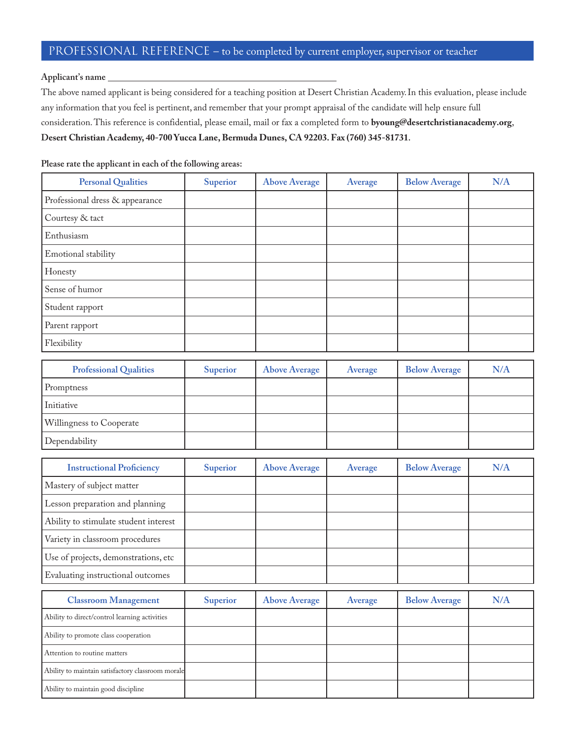# PROFESSIONAL REFERENCE – to be completed by current employer, supervisor or teacher

**Applicant's name** ______________________________________________

The above named applicant is being considered for a teaching position at Desert Christian Academy. In this evaluation, please include any information that you feel is pertinent, and remember that your prompt appraisal of the candidate will help ensure full consideration. This reference is confidential, please email, mail or fax a completed form to **byoung@desertchristianacademy.org**, **Desert Christian Academy, 40-700 Yucca Lane, Bermuda Dunes, CA 92203. Fax (760) 345-81731**.

**Please rate the applicant in each of the following areas:**

| Personal Qualities | Superior | Above Average | Average | Below Average | N/A |
|---|---|---|---|---|---|
| Professional dress & appearance | | | | | |
| Courtesy & tact | | | | | |
| Enthusiasm | | | | | |
| Emotional stability | | | | | |
| Honesty | | | | | |
| Sense of humor | | | | | |
| Student rapport | | | | | |
| Parent rapport | | | | | |
| Flexibility | | | | | |

| Professional Qualities | Superior | Above Average | Average | Below Average | N/A |
|---|---|---|---|---|---|
| Promptness | | | | | |
| Initiative | | | | | |
| Willingness to Cooperate | | | | | |
| Dependability | | | | | |

| Instructional Proficiency | Superior | Above Average | Average | Below Average | N/A |
|---|---|---|---|---|---|
| Mastery of subject matter | | | | | |
| Lesson preparation and planning | | | | | |
| Ability to stimulate student interest | | | | | |
| Variety in classroom procedures | | | | | |
| Use of projects, demonstrations, etc | | | | | |
| Evaluating instructional outcomes | | | | | |

| Classroom Management | Superior | Above Average | Average | Below Average | N/A |
|---|---|---|---|---|---|
| Ability to direct/control learning activities | | | | | |
| Ability to promote class cooperation | | | | | |
| Attention to routine matters | | | | | |
| Ability to maintain satisfactory classroom morale | | | | | |
| Ability to maintain good discipline | | | | | |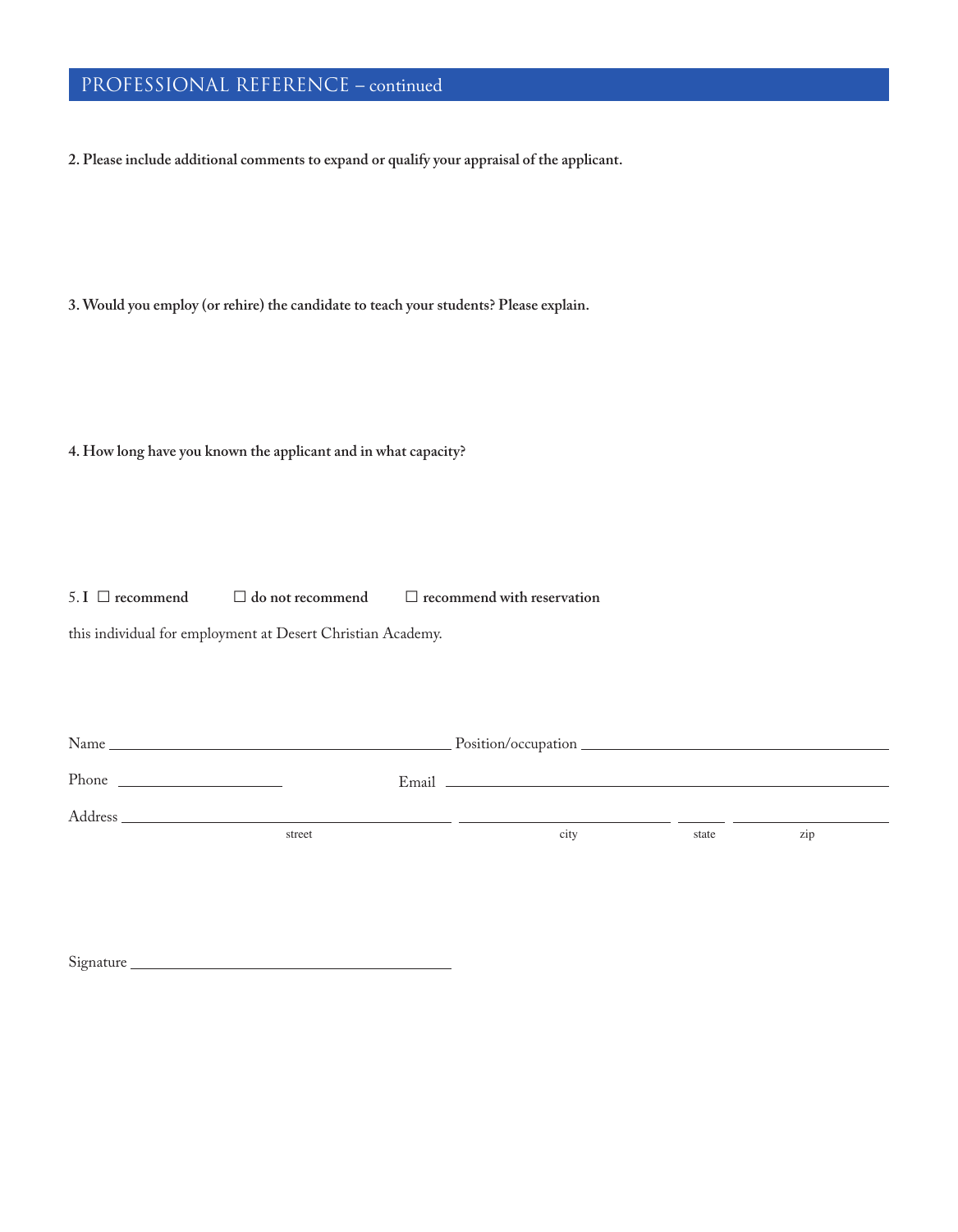## PROFESSIONAL REFERENCE – continued

**2. Please include additional comments to expand or qualify your appraisal of the applicant.**

**3. Would you employ (or rehire) the candidate to teach your students? Please explain.**

**4. How long have you known the applicant and in what capacity?**

5. **I** ☐ **recommend** ☐ **do not recommend** ☐ **recommend with reservation**

this individual for employment at Desert Christian Academy.

Name ______________________________ Position/occupation ______________________________

Phone ____________________ Email ______________________________

Address ______________________________ ____________________ ______ ____________
street city state zip

Signature ______________________________